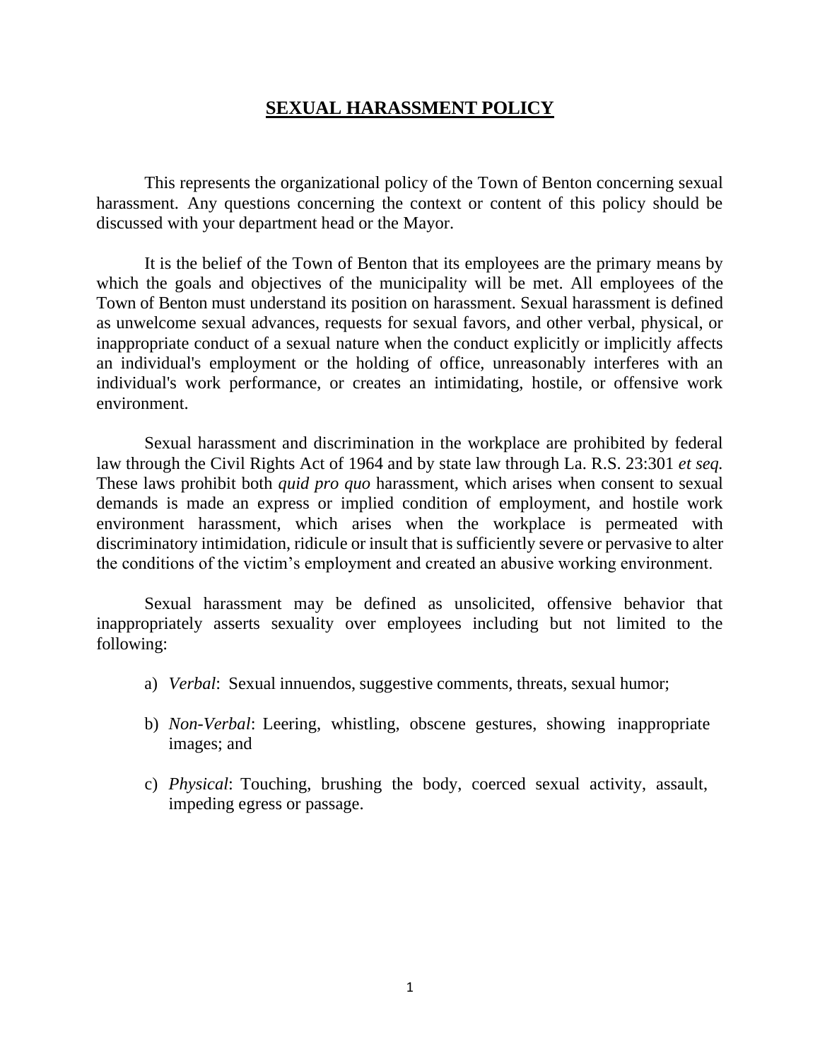# **SEXUAL HARASSMENT POLICY**

This represents the organizational policy of the Town of Benton concerning sexual harassment. Any questions concerning the context or content of this policy should be discussed with your department head or the Mayor.

It is the belief of the Town of Benton that its employees are the primary means by which the goals and objectives of the municipality will be met. All employees of the Town of Benton must understand its position on harassment. Sexual harassment is defined as unwelcome sexual advances, requests for sexual favors, and other verbal, physical, or inappropriate conduct of a sexual nature when the conduct explicitly or implicitly affects an individual's employment or the holding of office, unreasonably interferes with an individual's work performance, or creates an intimidating, hostile, or offensive work environment.

Sexual harassment and discrimination in the workplace are prohibited by federal law through the Civil Rights Act of 1964 and by state law through La. R.S. 23:301 *et seq.* These laws prohibit both *quid pro quo* harassment, which arises when consent to sexual demands is made an express or implied condition of employment, and hostile work environment harassment, which arises when the workplace is permeated with discriminatory intimidation, ridicule or insult that is sufficiently severe or pervasive to alter the conditions of the victim's employment and created an abusive working environment.

Sexual harassment may be defined as unsolicited, offensive behavior that inappropriately asserts sexuality over employees including but not limited to the following:

a) *Verbal*: Sexual innuendos, suggestive comments, threats, sexual humor;

b) *Non-Verbal*: Leering, whistling, obscene gestures, showing inappropriate images; and

c) *Physical*: Touching, brushing the body, coerced sexual activity, assault, impeding egress or passage.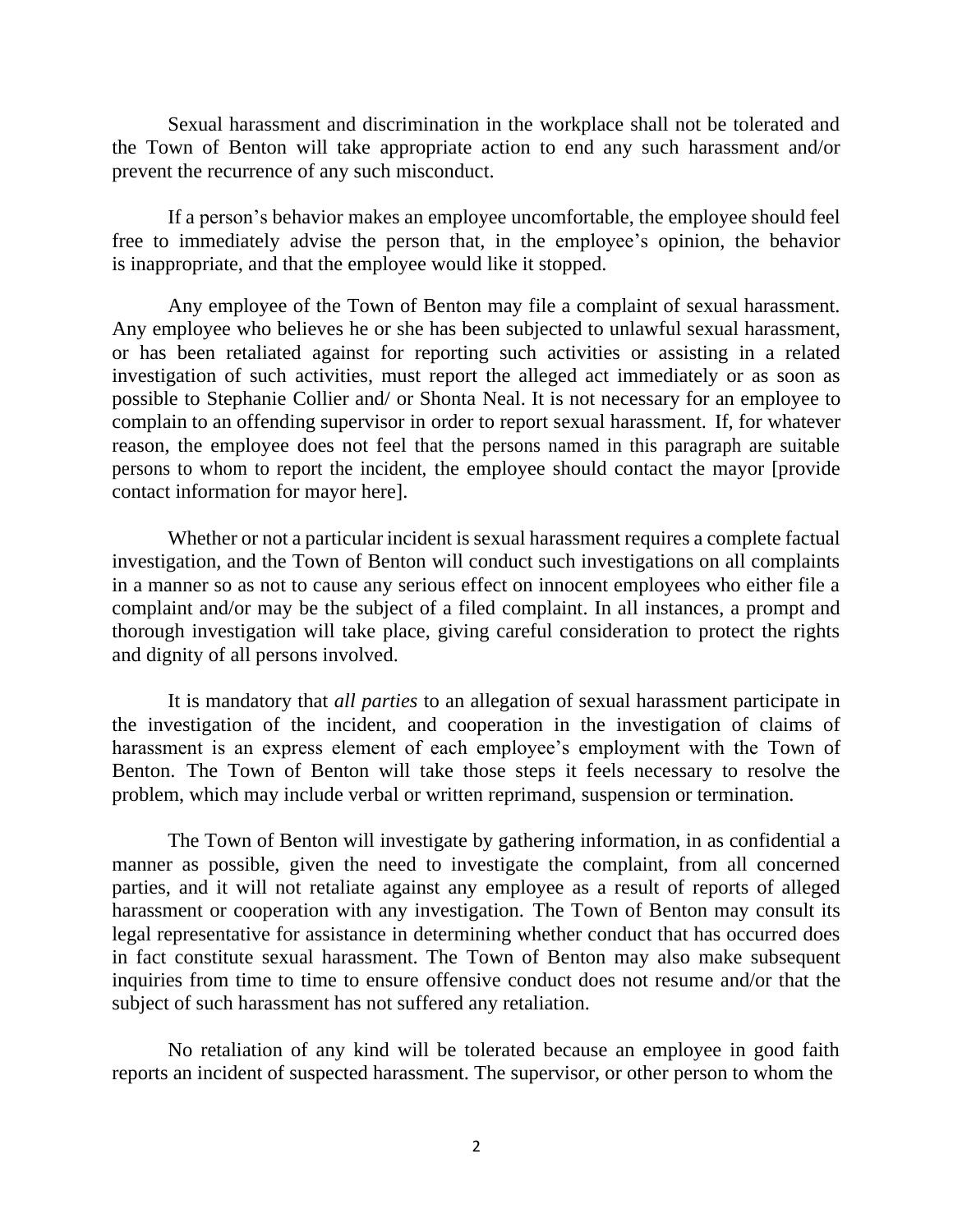Sexual harassment and discrimination in the workplace shall not be tolerated and the Town of Benton will take appropriate action to end any such harassment and/or prevent the recurrence of any such misconduct.

If a person's behavior makes an employee uncomfortable, the employee should feel free to immediately advise the person that, in the employee's opinion, the behavior is inappropriate, and that the employee would like it stopped.

Any employee of the Town of Benton may file a complaint of sexual harassment. Any employee who believes he or she has been subjected to unlawful sexual harassment, or has been retaliated against for reporting such activities or assisting in a related investigation of such activities, must report the alleged act immediately or as soon as possible to Stephanie Collier and/ or Shonta Neal. It is not necessary for an employee to complain to an offending supervisor in order to report sexual harassment. If, for whatever reason, the employee does not feel that the persons named in this paragraph are suitable persons to whom to report the incident, the employee should contact the mayor [provide contact information for mayor here].

Whether or not a particular incident is sexual harassment requires a complete factual investigation, and the Town of Benton will conduct such investigations on all complaints in a manner so as not to cause any serious effect on innocent employees who either file a complaint and/or may be the subject of a filed complaint. In all instances, a prompt and thorough investigation will take place, giving careful consideration to protect the rights and dignity of all persons involved.

It is mandatory that *all parties* to an allegation of sexual harassment participate in the investigation of the incident, and cooperation in the investigation of claims of harassment is an express element of each employee's employment with the Town of Benton. The Town of Benton will take those steps it feels necessary to resolve the problem, which may include verbal or written reprimand, suspension or termination.

The Town of Benton will investigate by gathering information, in as confidential a manner as possible, given the need to investigate the complaint, from all concerned parties, and it will not retaliate against any employee as a result of reports of alleged harassment or cooperation with any investigation. The Town of Benton may consult its legal representative for assistance in determining whether conduct that has occurred does in fact constitute sexual harassment. The Town of Benton may also make subsequent inquiries from time to time to ensure offensive conduct does not resume and/or that the subject of such harassment has not suffered any retaliation.

No retaliation of any kind will be tolerated because an employee in good faith reports an incident of suspected harassment. The supervisor, or other person to whom the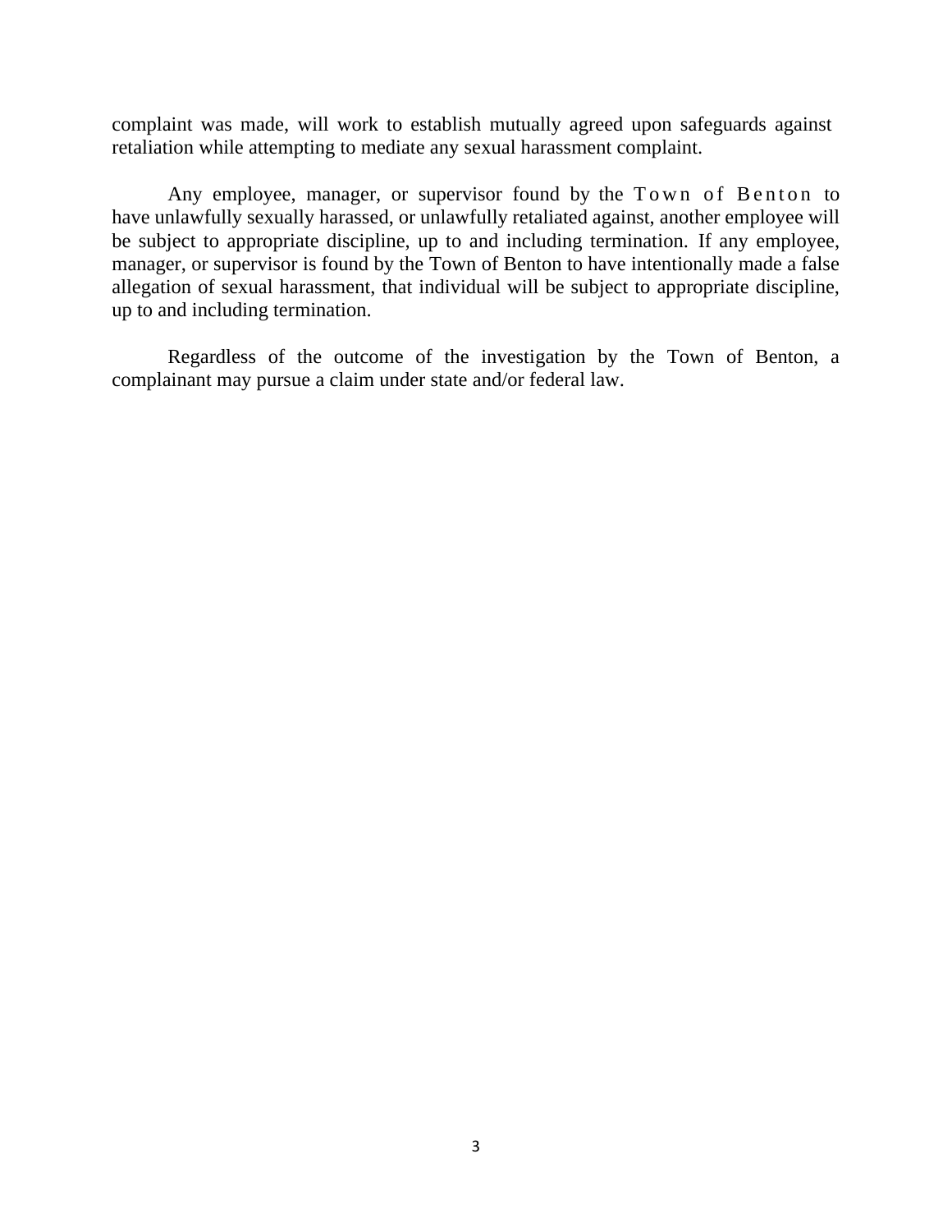complaint was made, will work to establish mutually agreed upon safeguards against retaliation while attempting to mediate any sexual harassment complaint.

Any employee, manager, or supervisor found by the Town of Benton to have unlawfully sexually harassed, or unlawfully retaliated against, another employee will be subject to appropriate discipline, up to and including termination. If any employee, manager, or supervisor is found by the Town of Benton to have intentionally made a false allegation of sexual harassment, that individual will be subject to appropriate discipline, up to and including termination.

Regardless of the outcome of the investigation by the Town of Benton, a complainant may pursue a claim under state and/or federal law.